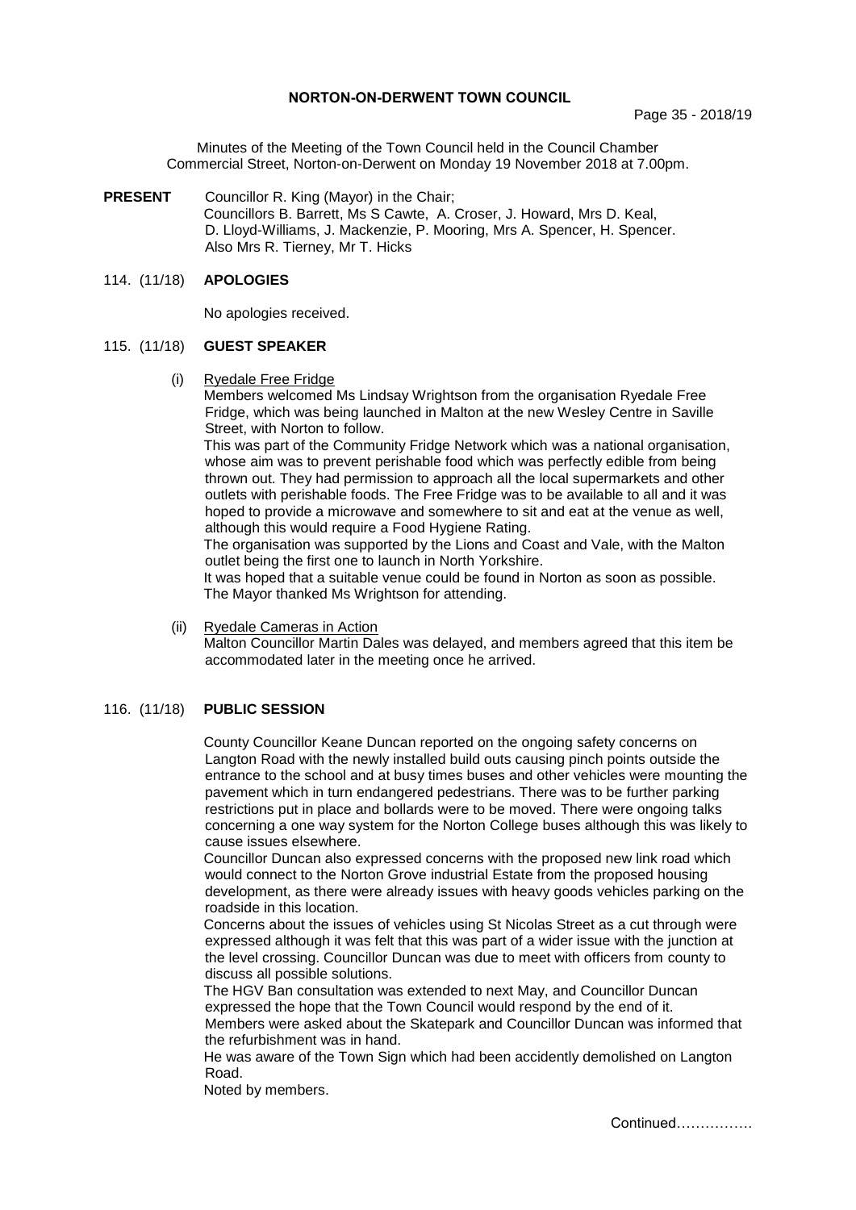# NORTON-ON-DERWENT TOWN COUNCIL

Minutes of the Meeting of the Town Council held in the Council Chamber Commercial Street, Norton-on-Derwent on Monday 19 November 2018 at 7.00pm.

**PRESENT** Councillor R. King (Mayor) in the Chair;
Councillors B. Barrett, Ms S Cawte, A. Croser, J. Howard, Mrs D. Keal, D. Lloyd-Williams, J. Mackenzie, P. Mooring, Mrs A. Spencer, H. Spencer.
Also Mrs R. Tierney, Mr T. Hicks

## 114. (11/18) APOLOGIES

No apologies received.

## 115. (11/18) GUEST SPEAKER

(i) Ryedale Free Fridge

Members welcomed Ms Lindsay Wrightson from the organisation Ryedale Free Fridge, which was being launched in Malton at the new Wesley Centre in Saville Street, with Norton to follow.

This was part of the Community Fridge Network which was a national organisation, whose aim was to prevent perishable food which was perfectly edible from being thrown out. They had permission to approach all the local supermarkets and other outlets with perishable foods. The Free Fridge was to be available to all and it was hoped to provide a microwave and somewhere to sit and eat at the venue as well, although this would require a Food Hygiene Rating.

The organisation was supported by the Lions and Coast and Vale, with the Malton outlet being the first one to launch in North Yorkshire.

It was hoped that a suitable venue could be found in Norton as soon as possible.

The Mayor thanked Ms Wrightson for attending.

(ii) Ryedale Cameras in Action

Malton Councillor Martin Dales was delayed, and members agreed that this item be accommodated later in the meeting once he arrived.

## 116. (11/18) PUBLIC SESSION

County Councillor Keane Duncan reported on the ongoing safety concerns on Langton Road with the newly installed build outs causing pinch points outside the entrance to the school and at busy times buses and other vehicles were mounting the pavement which in turn endangered pedestrians. There was to be further parking restrictions put in place and bollards were to be moved. There were ongoing talks concerning a one way system for the Norton College buses although this was likely to cause issues elsewhere.

Councillor Duncan also expressed concerns with the proposed new link road which would connect to the Norton Grove industrial Estate from the proposed housing development, as there were already issues with heavy goods vehicles parking on the roadside in this location.

Concerns about the issues of vehicles using St Nicolas Street as a cut through were expressed although it was felt that this was part of a wider issue with the junction at the level crossing. Councillor Duncan was due to meet with officers from county to discuss all possible solutions.

The HGV Ban consultation was extended to next May, and Councillor Duncan expressed the hope that the Town Council would respond by the end of it.

Members were asked about the Skatepark and Councillor Duncan was informed that the refurbishment was in hand.

He was aware of the Town Sign which had been accidently demolished on Langton Road.

Noted by members.

Continued…………….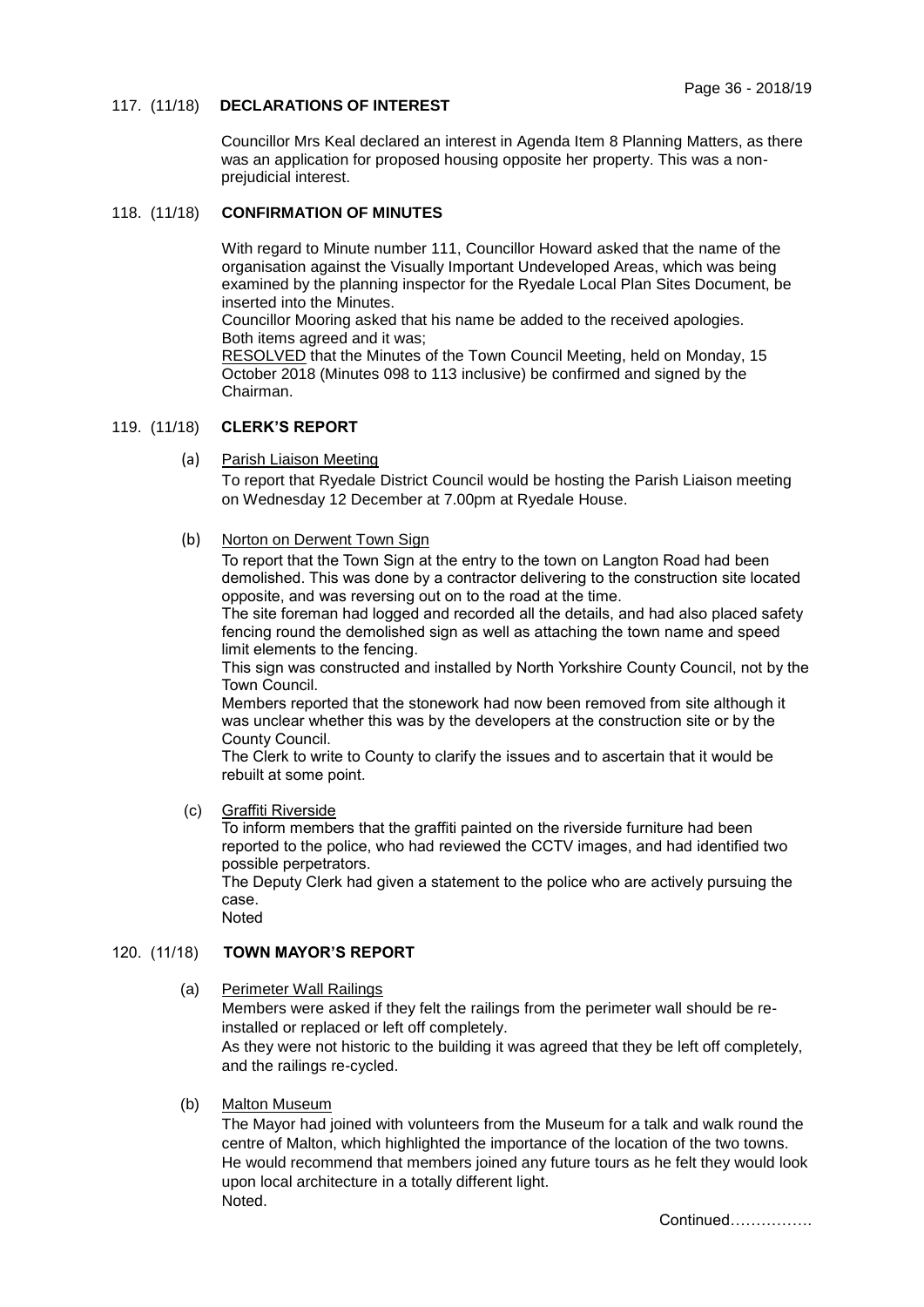### 117. (11/18) DECLARATIONS OF INTEREST

Councillor Mrs Keal declared an interest in Agenda Item 8 Planning Matters, as there was an application for proposed housing opposite her property. This was a non-prejudicial interest.

### 118. (11/18) CONFIRMATION OF MINUTES

With regard to Minute number 111, Councillor Howard asked that the name of the organisation against the Visually Important Undeveloped Areas, which was being examined by the planning inspector for the Ryedale Local Plan Sites Document, be inserted into the Minutes.
Councillor Mooring asked that his name be added to the received apologies.
Both items agreed and it was;
RESOLVED that the Minutes of the Town Council Meeting, held on Monday, 15 October 2018 (Minutes 098 to 113 inclusive) be confirmed and signed by the Chairman.

### 119. (11/18) CLERK'S REPORT

(a) Parish Liaison Meeting

To report that Ryedale District Council would be hosting the Parish Liaison meeting on Wednesday 12 December at 7.00pm at Ryedale House.

(b) Norton on Derwent Town Sign

To report that the Town Sign at the entry to the town on Langton Road had been demolished. This was done by a contractor delivering to the construction site located opposite, and was reversing out on to the road at the time.
The site foreman had logged and recorded all the details, and had also placed safety fencing round the demolished sign as well as attaching the town name and speed limit elements to the fencing.
This sign was constructed and installed by North Yorkshire County Council, not by the Town Council.
Members reported that the stonework had now been removed from site although it was unclear whether this was by the developers at the construction site or by the County Council.
The Clerk to write to County to clarify the issues and to ascertain that it would be rebuilt at some point.

(c) Graffiti Riverside

To inform members that the graffiti painted on the riverside furniture had been reported to the police, who had reviewed the CCTV images, and had identified two possible perpetrators.
The Deputy Clerk had given a statement to the police who are actively pursuing the case.
Noted

### 120. (11/18) TOWN MAYOR'S REPORT

(a) Perimeter Wall Railings

Members were asked if they felt the railings from the perimeter wall should be re-installed or replaced or left off completely.
As they were not historic to the building it was agreed that they be left off completely, and the railings re-cycled.

(b) Malton Museum

The Mayor had joined with volunteers from the Museum for a talk and walk round the centre of Malton, which highlighted the importance of the location of the two towns. He would recommend that members joined any future tours as he felt they would look upon local architecture in a totally different light.
Noted.

Continued…………….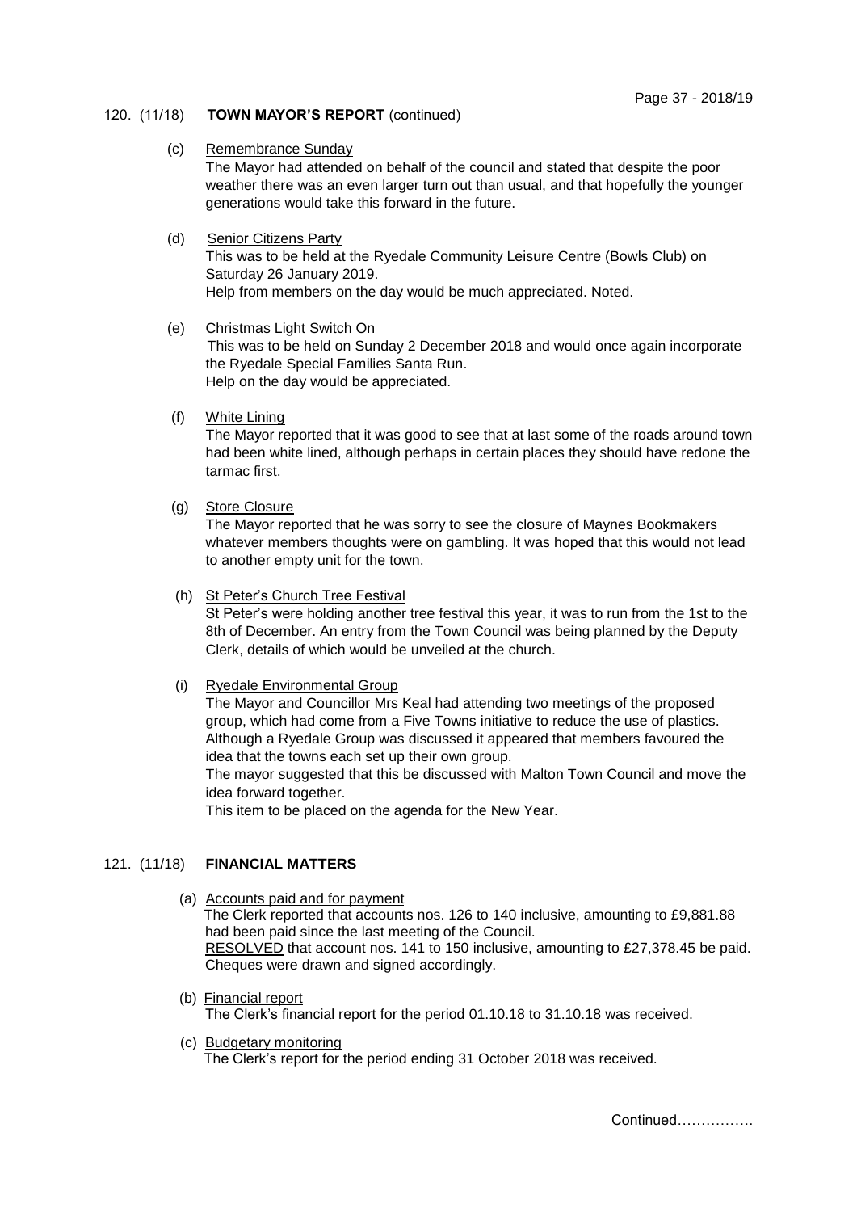120. (11/18) **TOWN MAYOR'S REPORT** (continued)

(c) Remembrance Sunday
The Mayor had attended on behalf of the council and stated that despite the poor weather there was an even larger turn out than usual, and that hopefully the younger generations would take this forward in the future.

(d) Senior Citizens Party
This was to be held at the Ryedale Community Leisure Centre (Bowls Club) on Saturday 26 January 2019.
Help from members on the day would be much appreciated. Noted.

(e) Christmas Light Switch On
This was to be held on Sunday 2 December 2018 and would once again incorporate the Ryedale Special Families Santa Run.
Help on the day would be appreciated.

(f) White Lining
The Mayor reported that it was good to see that at last some of the roads around town had been white lined, although perhaps in certain places they should have redone the tarmac first.

(g) Store Closure
The Mayor reported that he was sorry to see the closure of Maynes Bookmakers whatever members thoughts were on gambling. It was hoped that this would not lead to another empty unit for the town.

(h) St Peter's Church Tree Festival
St Peter's were holding another tree festival this year, it was to run from the 1st to the 8th of December. An entry from the Town Council was being planned by the Deputy Clerk, details of which would be unveiled at the church.

(i) Ryedale Environmental Group
The Mayor and Councillor Mrs Keal had attending two meetings of the proposed group, which had come from a Five Towns initiative to reduce the use of plastics. Although a Ryedale Group was discussed it appeared that members favoured the idea that the towns each set up their own group.
The mayor suggested that this be discussed with Malton Town Council and move the idea forward together.
This item to be placed on the agenda for the New Year.

121. (11/18) **FINANCIAL MATTERS**

(a) Accounts paid and for payment
The Clerk reported that accounts nos. 126 to 140 inclusive, amounting to £9,881.88 had been paid since the last meeting of the Council.
RESOLVED that account nos. 141 to 150 inclusive, amounting to £27,378.45 be paid. Cheques were drawn and signed accordingly.

(b) Financial report
The Clerk's financial report for the period 01.10.18 to 31.10.18 was received.

(c) Budgetary monitoring
The Clerk's report for the period ending 31 October 2018 was received.

Continued…………….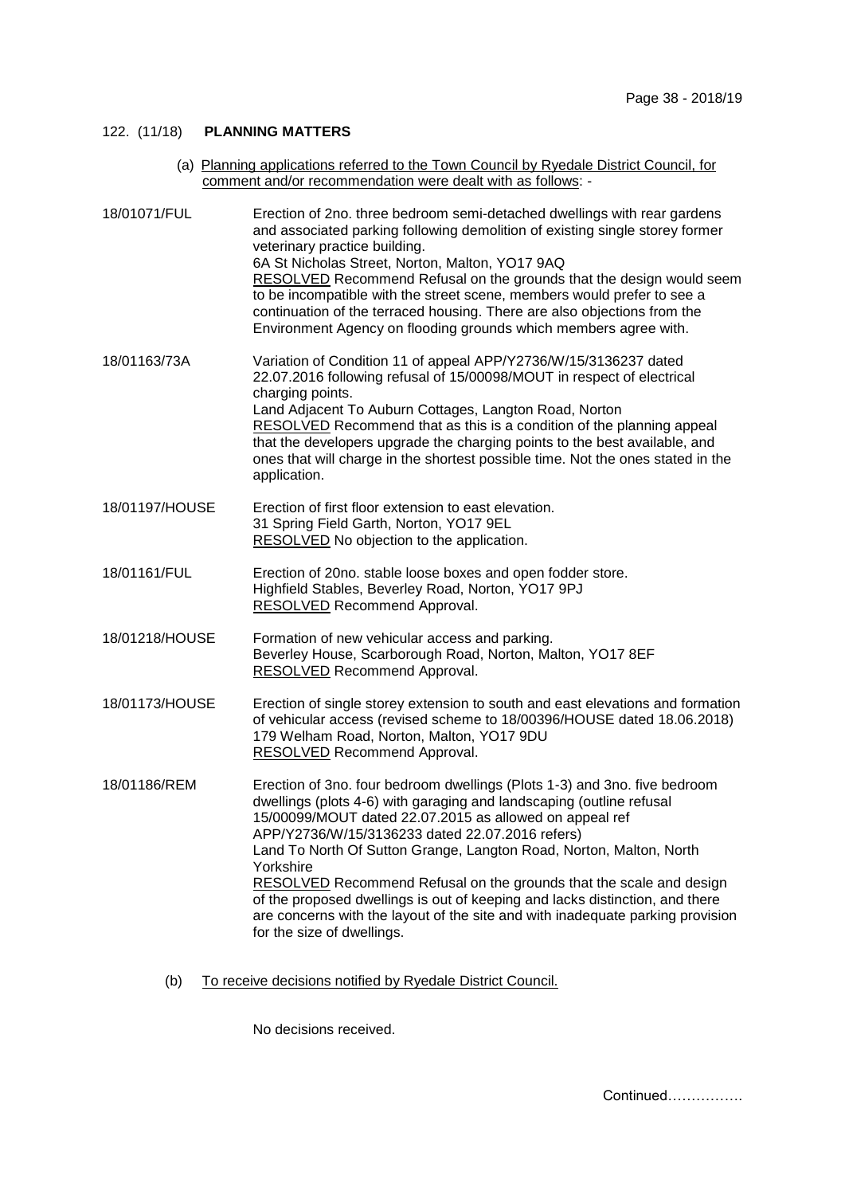## 122. (11/18) **PLANNING MATTERS**

(a) Planning applications referred to the Town Council by Ryedale District Council, for comment and/or recommendation were dealt with as follows: -

**18/01071/FUL**
Erection of 2no. three bedroom semi-detached dwellings with rear gardens and associated parking following demolition of existing single storey former veterinary practice building.
6A St Nicholas Street, Norton, Malton, YO17 9AQ
RESOLVED Recommend Refusal on the grounds that the design would seem to be incompatible with the street scene, members would prefer to see a continuation of the terraced housing. There are also objections from the Environment Agency on flooding grounds which members agree with.

**18/01163/73A**
Variation of Condition 11 of appeal APP/Y2736/W/15/3136237 dated 22.07.2016 following refusal of 15/00098/MOUT in respect of electrical charging points.
Land Adjacent To Auburn Cottages, Langton Road, Norton
RESOLVED Recommend that as this is a condition of the planning appeal that the developers upgrade the charging points to the best available, and ones that will charge in the shortest possible time. Not the ones stated in the application.

**18/01197/HOUSE**
Erection of first floor extension to east elevation.
31 Spring Field Garth, Norton, YO17 9EL
RESOLVED No objection to the application.

**18/01161/FUL**
Erection of 20no. stable loose boxes and open fodder store.
Highfield Stables, Beverley Road, Norton, YO17 9PJ
RESOLVED Recommend Approval.

**18/01218/HOUSE**
Formation of new vehicular access and parking.
Beverley House, Scarborough Road, Norton, Malton, YO17 8EF
RESOLVED Recommend Approval.

**18/01173/HOUSE**
Erection of single storey extension to south and east elevations and formation of vehicular access (revised scheme to 18/00396/HOUSE dated 18.06.2018)
179 Welham Road, Norton, Malton, YO17 9DU
RESOLVED Recommend Approval.

**18/01186/REM**
Erection of 3no. four bedroom dwellings (Plots 1-3) and 3no. five bedroom dwellings (plots 4-6) with garaging and landscaping (outline refusal 15/00099/MOUT dated 22.07.2015 as allowed on appeal ref APP/Y2736/W/15/3136233 dated 22.07.2016 refers)
Land To North Of Sutton Grange, Langton Road, Norton, Malton, North Yorkshire
RESOLVED Recommend Refusal on the grounds that the scale and design of the proposed dwellings is out of keeping and lacks distinction, and there are concerns with the layout of the site and with inadequate parking provision for the size of dwellings.

(b) To receive decisions notified by Ryedale District Council.

No decisions received.

Continued…………….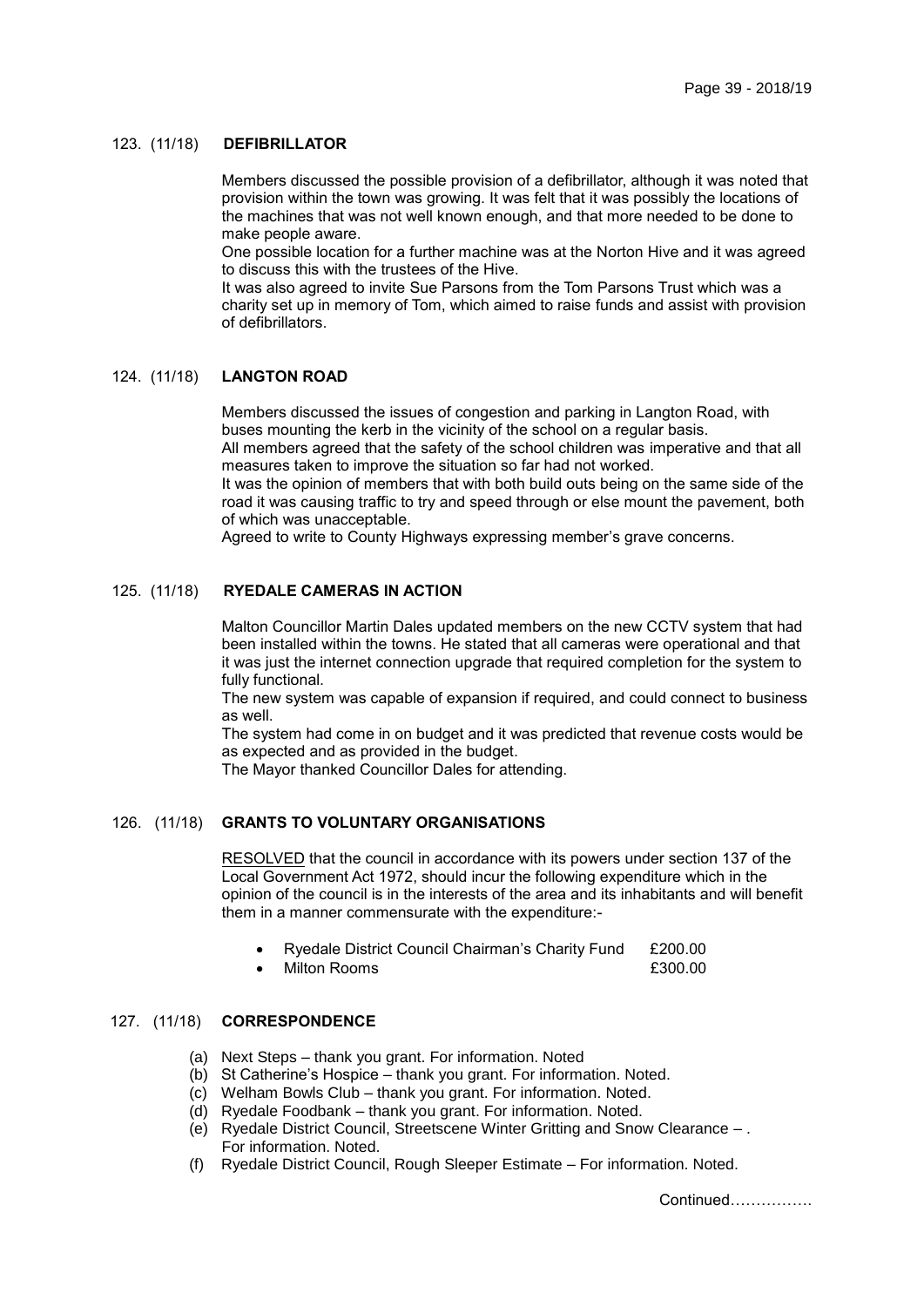### 123. (11/18) DEFIBRILLATOR

Members discussed the possible provision of a defibrillator, although it was noted that provision within the town was growing. It was felt that it was possibly the locations of the machines that was not well known enough, and that more needed to be done to make people aware.
One possible location for a further machine was at the Norton Hive and it was agreed to discuss this with the trustees of the Hive.
It was also agreed to invite Sue Parsons from the Tom Parsons Trust which was a charity set up in memory of Tom, which aimed to raise funds and assist with provision of defibrillators.

### 124. (11/18) LANGTON ROAD

Members discussed the issues of congestion and parking in Langton Road, with buses mounting the kerb in the vicinity of the school on a regular basis.
All members agreed that the safety of the school children was imperative and that all measures taken to improve the situation so far had not worked.
It was the opinion of members that with both build outs being on the same side of the road it was causing traffic to try and speed through or else mount the pavement, both of which was unacceptable.
Agreed to write to County Highways expressing member's grave concerns.

### 125. (11/18) RYEDALE CAMERAS IN ACTION

Malton Councillor Martin Dales updated members on the new CCTV system that had been installed within the towns. He stated that all cameras were operational and that it was just the internet connection upgrade that required completion for the system to fully functional.
The new system was capable of expansion if required, and could connect to business as well.
The system had come in on budget and it was predicted that revenue costs would be as expected and as provided in the budget.
The Mayor thanked Councillor Dales for attending.

### 126. (11/18) GRANTS TO VOLUNTARY ORGANISATIONS

RESOLVED that the council in accordance with its powers under section 137 of the Local Government Act 1972, should incur the following expenditure which in the opinion of the council is in the interests of the area and its inhabitants and will benefit them in a manner commensurate with the expenditure:-

- Ryedale District Council Chairman's Charity Fund £200.00
- Milton Rooms £300.00

### 127. (11/18) CORRESPONDENCE

(a) Next Steps – thank you grant. For information. Noted
(b) St Catherine's Hospice – thank you grant. For information. Noted.
(c) Welham Bowls Club – thank you grant. For information. Noted.
(d) Ryedale Foodbank – thank you grant. For information. Noted.
(e) Ryedale District Council, Streetscene Winter Gritting and Snow Clearance – . For information. Noted.
(f) Ryedale District Council, Rough Sleeper Estimate – For information. Noted.

Continued…………….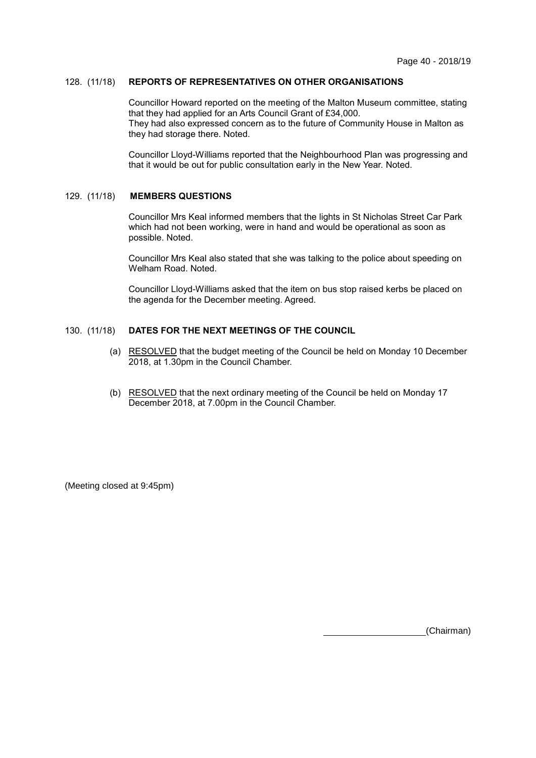128. (11/18) **REPORTS OF REPRESENTATIVES ON OTHER ORGANISATIONS**

Councillor Howard reported on the meeting of the Malton Museum committee, stating that they had applied for an Arts Council Grant of £34,000.
They had also expressed concern as to the future of Community House in Malton as they had storage there. Noted.

Councillor Lloyd-Williams reported that the Neighbourhood Plan was progressing and that it would be out for public consultation early in the New Year. Noted.

129. (11/18) **MEMBERS QUESTIONS**

Councillor Mrs Keal informed members that the lights in St Nicholas Street Car Park which had not been working, were in hand and would be operational as soon as possible. Noted.

Councillor Mrs Keal also stated that she was talking to the police about speeding on Welham Road. Noted.

Councillor Lloyd-Williams asked that the item on bus stop raised kerbs be placed on the agenda for the December meeting. Agreed.

130. (11/18) **DATES FOR THE NEXT MEETINGS OF THE COUNCIL**

(a) RESOLVED that the budget meeting of the Council be held on Monday 10 December 2018, at 1.30pm in the Council Chamber.

(b) RESOLVED that the next ordinary meeting of the Council be held on Monday 17 December 2018, at 7.00pm in the Council Chamber.

(Meeting closed at 9:45pm)

____________________(Chairman)